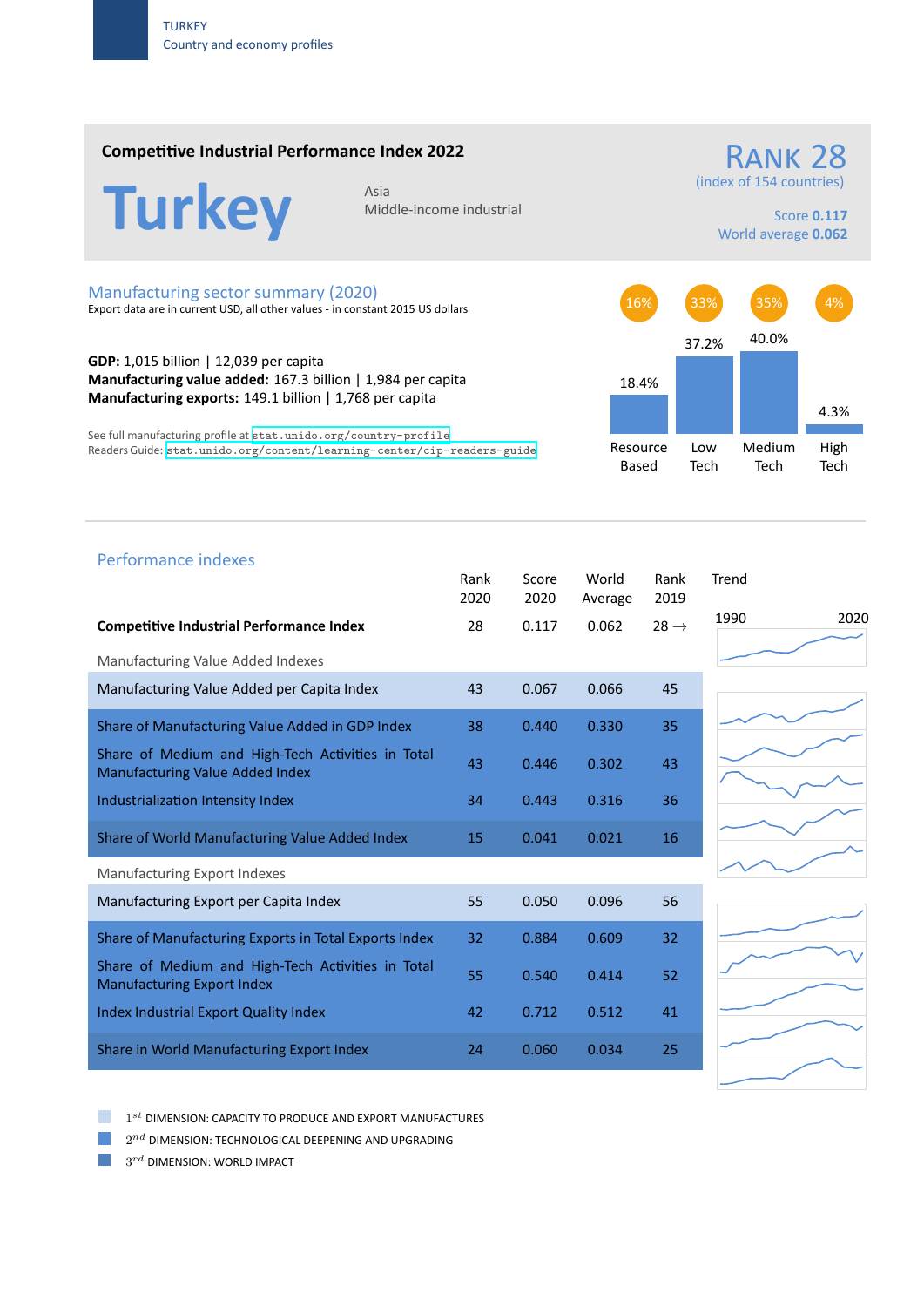TURKEY
Country and economy profiles

## Competitive Industrial Performance Index 2022

# Turkey

Asia
Middle-income industrial

**RANK 28**
(index of 154 countries)

Score **0.117**
World average **0.062**

### Manufacturing sector summary (2020)

Export data are in current USD, all other values - in constant 2015 US dollars

**GDP:** 1,015 billion | 12,039 per capita
**Manufacturing value added:** 167.3 billion | 1,984 per capita
**Manufacturing exports:** 149.1 billion | 1,768 per capita

See full manufacturing profile at stat.unido.org/country-profile
Readers Guide: stat.unido.org/content/learning-center/cip-readers-guide

| | Resource Based | Low Tech | Medium Tech | High Tech |
|---|---|---|---|---|
| Exports share | 16% | 33% | 35% | 4% |
| MVA share | 18.4% | 37.2% | 40.0% | 4.3% |

### Performance indexes

| | Rank 2020 | Score 2020 | World Average | Rank 2019 |
|---|---|---|---|---|
| **Competitive Industrial Performance Index** | 28 | 0.117 | 0.062 | 28 → |
| *Manufacturing Value Added Indexes* | | | | |
| Manufacturing Value Added per Capita Index | 43 | 0.067 | 0.066 | 45 |
| Share of Manufacturing Value Added in GDP Index | 38 | 0.440 | 0.330 | 35 |
| Share of Medium and High-Tech Activities in Total Manufacturing Value Added Index | 43 | 0.446 | 0.302 | 43 |
| Industrialization Intensity Index | 34 | 0.443 | 0.316 | 36 |
| Share of World Manufacturing Value Added Index | 15 | 0.041 | 0.021 | 16 |
| *Manufacturing Export Indexes* | | | | |
| Manufacturing Export per Capita Index | 55 | 0.050 | 0.096 | 56 |
| Share of Manufacturing Exports in Total Exports Index | 32 | 0.884 | 0.609 | 32 |
| Share of Medium and High-Tech Activities in Total Manufacturing Export Index | 55 | 0.540 | 0.414 | 52 |
| Index Industrial Export Quality Index | 42 | 0.712 | 0.512 | 41 |
| Share in World Manufacturing Export Index | 24 | 0.060 | 0.034 | 25 |

Trend: 1990 – 2020

- $1^{st}$ DIMENSION: CAPACITY TO PRODUCE AND EXPORT MANUFACTURES
- $2^{nd}$ DIMENSION: TECHNOLOGICAL DEEPENING AND UPGRADING
- $3^{rd}$ DIMENSION: WORLD IMPACT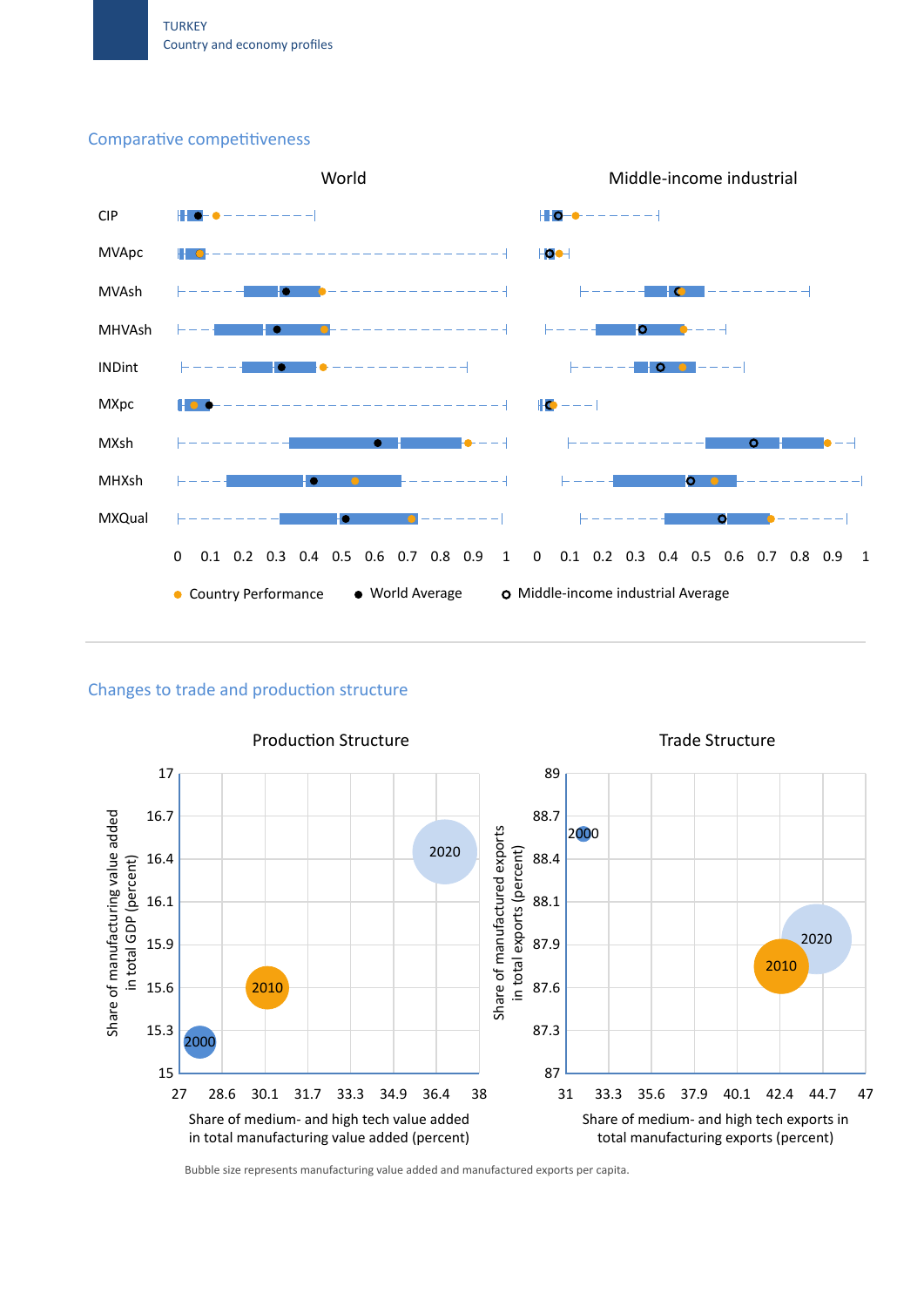## Comparative competitiveness

World

Middle-income industrial

CIP

MVApc

MVAsh

MHVAsh

INDint

MXpc

MXsh

MHXsh

MXQual

0 0.1 0.2 0.3 0.4 0.5 0.6 0.7 0.8 0.9 1

0 0.1 0.2 0.3 0.4 0.5 0.6 0.7 0.8 0.9 1

Country Performance
World Average
Middle-income industrial Average

## Changes to trade and production structure

Production Structure

Share of manufacturing value added in total GDP (percent)

17
16.7
16.4
16.1
15.9
15.6
15.3
15

27 28.6 30.1 31.7 33.3 34.9 36.4 38

Share of medium- and high tech value added in total manufacturing value added (percent)

2000
2010
2020

Trade Structure

Share of manufactured exports in total exports (percent)

89
88.7
88.4
88.1
87.9
87.6
87.3
87

31 33.3 35.6 37.9 40.1 42.4 44.7 47

Share of medium- and high tech exports in total manufacturing exports (percent)

2000
2010
2020

Bubble size represents manufacturing value added and manufactured exports per capita.